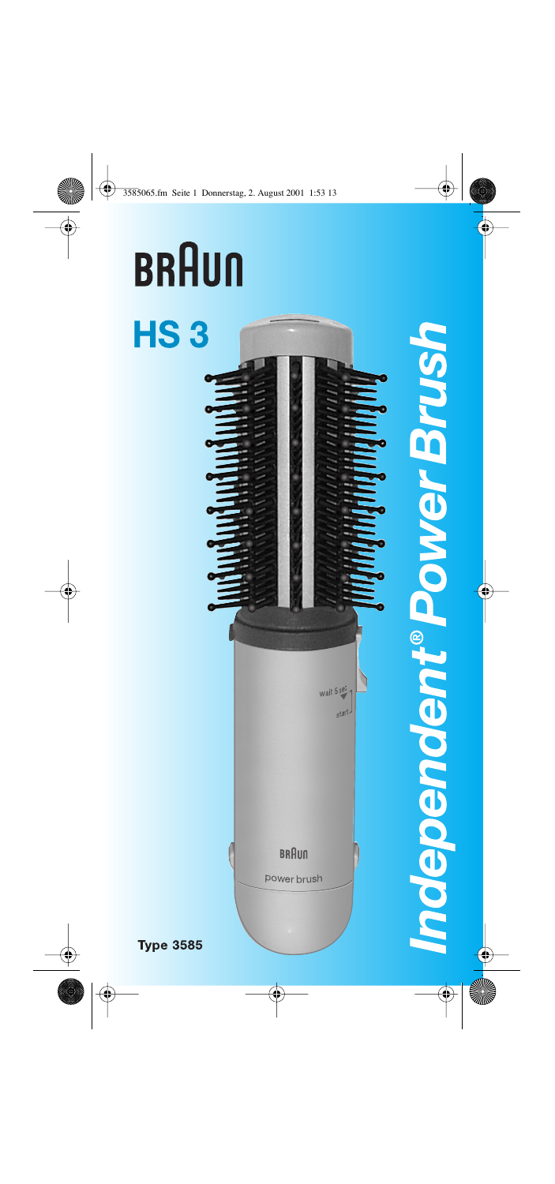# BRAUN

## HS 3

*Independent® Power Brush*

wait 5 sec

start

BRAUN

power brush

**Type 3585**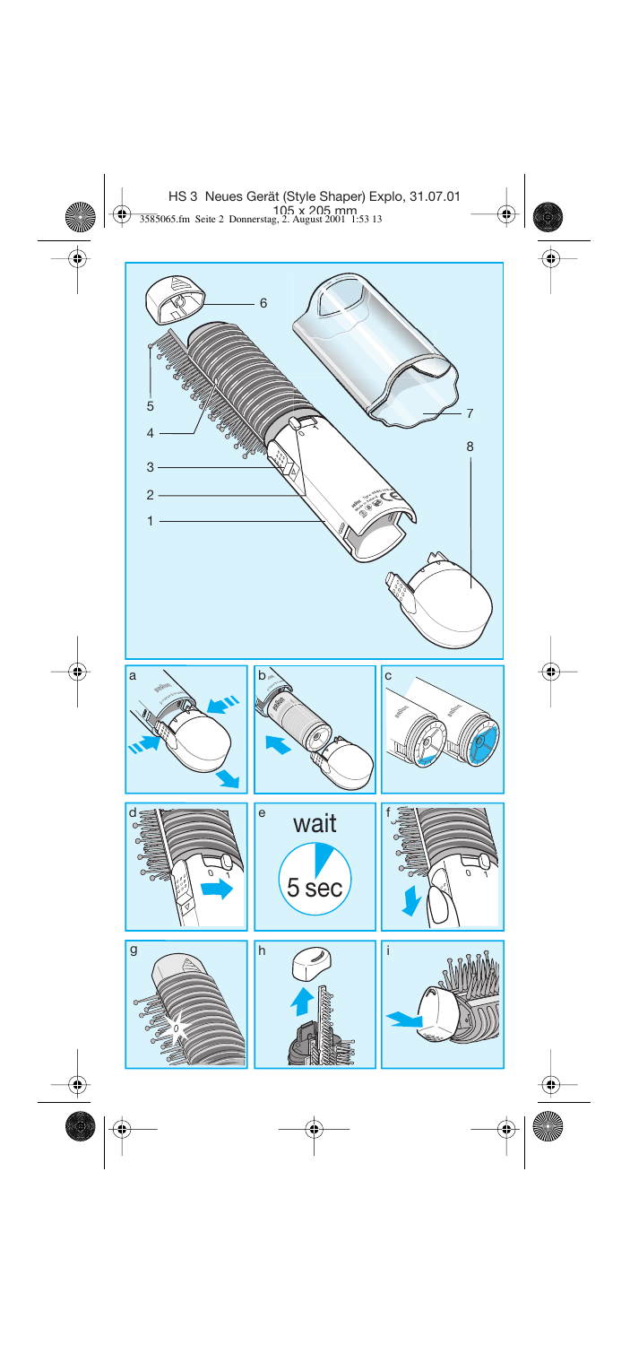6

5

4

3

2

1

7

8

a

b

c

d

e

wait

5 sec

f

g

h

i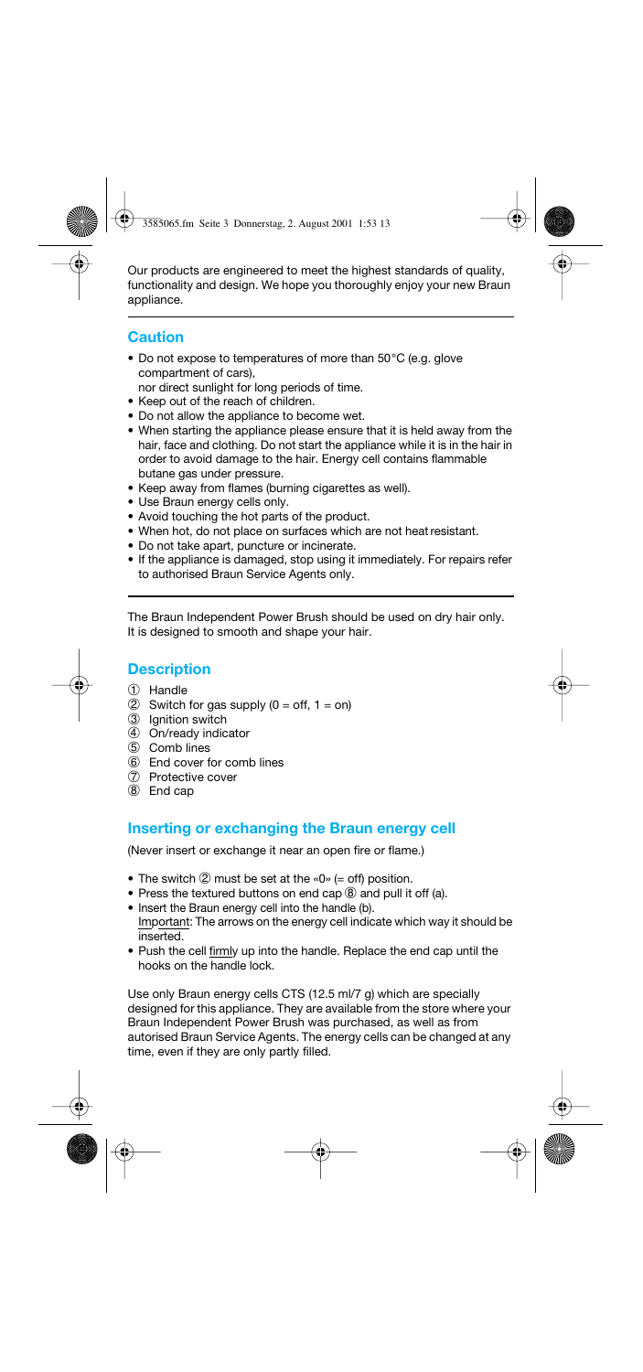Our products are engineered to meet the highest standards of quality, functionality and design. We hope you thoroughly enjoy your new Braun appliance.

## Caution

- Do not expose to temperatures of more than 50°C (e.g. glove compartment of cars), nor direct sunlight for long periods of time.
- Keep out of the reach of children.
- Do not allow the appliance to become wet.
- When starting the appliance please ensure that it is held away from the hair, face and clothing. Do not start the appliance while it is in the hair in order to avoid damage to the hair. Energy cell contains flammable butane gas under pressure.
- Keep away from flames (burning cigarettes as well).
- Use Braun energy cells only.
- Avoid touching the hot parts of the product.
- When hot, do not place on surfaces which are not heat resistant.
- Do not take apart, puncture or incinerate.
- If the appliance is damaged, stop using it immediately. For repairs refer to authorised Braun Service Agents only.

The Braun Independent Power Brush should be used on dry hair only. It is designed to smooth and shape your hair.

## Description

① Handle
② Switch for gas supply (0 = off, 1 = on)
③ Ignition switch
④ On/ready indicator
⑤ Comb lines
⑥ End cover for comb lines
⑦ Protective cover
⑧ End cap

## Inserting or exchanging the Braun energy cell

(Never insert or exchange it near an open fire or flame.)

- The switch ② must be set at the «0» (= off) position.
- Press the textured buttons on end cap ⑧ and pull it off (a).
- Insert the Braun energy cell into the handle (b).
  Important: The arrows on the energy cell indicate which way it should be inserted.
- Push the cell firmly up into the handle. Replace the end cap until the hooks on the handle lock.

Use only Braun energy cells CTS (12.5 ml/7 g) which are specially designed for this appliance. They are available from the store where your Braun Independent Power Brush was purchased, as well as from autorised Braun Service Agents. The energy cells can be changed at any time, even if they are only partly filled.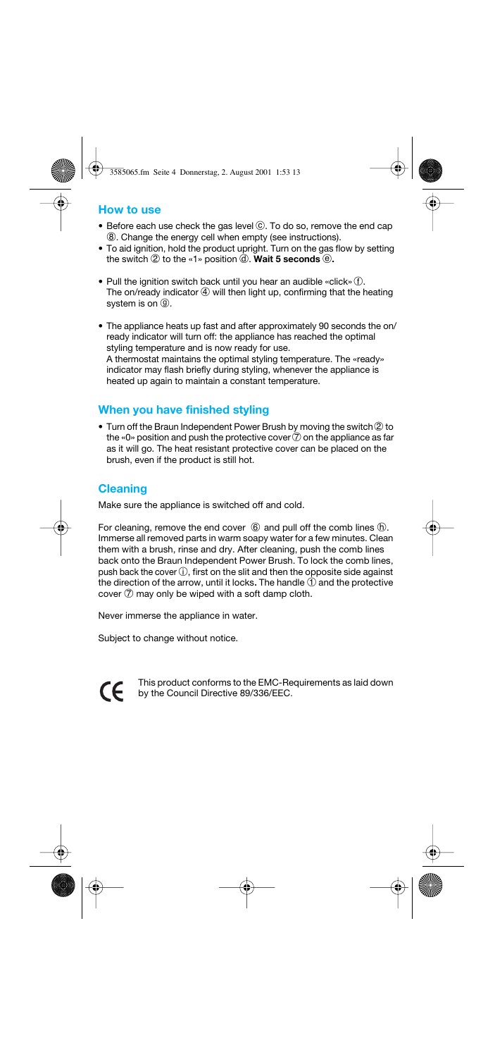## How to use

- Before each use check the gas level ⓒ. To do so, remove the end cap ⑧. Change the energy cell when empty (see instructions).
- To aid ignition, hold the product upright. Turn on the gas flow by setting the switch ② to the «1» position ⓓ. **Wait 5 seconds** ⓔ**.**
- Pull the ignition switch back until you hear an audible «click» ⓕ. The on/ready indicator ④ will then light up, confirming that the heating system is on ⓖ.
- The appliance heats up fast and after approximately 90 seconds the on/ready indicator will turn off: the appliance has reached the optimal styling temperature and is now ready for use.
  A thermostat maintains the optimal styling temperature. The «ready» indicator may flash briefly during styling, whenever the appliance is heated up again to maintain a constant temperature.

## When you have finished styling

- Turn off the Braun Independent Power Brush by moving the switch ② to the «0» position and push the protective cover ⑦ on the appliance as far as it will go. The heat resistant protective cover can be placed on the brush, even if the product is still hot.

## Cleaning

Make sure the appliance is switched off and cold.

For cleaning, remove the end cover ⑥ and pull off the comb lines ⓗ. Immerse all removed parts in warm soapy water for a few minutes. Clean them with a brush, rinse and dry. After cleaning, push the comb lines back onto the Braun Independent Power Brush. To lock the comb lines, push back the cover ⓘ, first on the slit and then the opposite side against the direction of the arrow, until it locks**.** The handle ① and the protective cover ⑦ may only be wiped with a soft damp cloth.

Never immerse the appliance in water.

Subject to change without notice.

CE This product conforms to the EMC-Requirements as laid down by the Council Directive 89/336/EEC.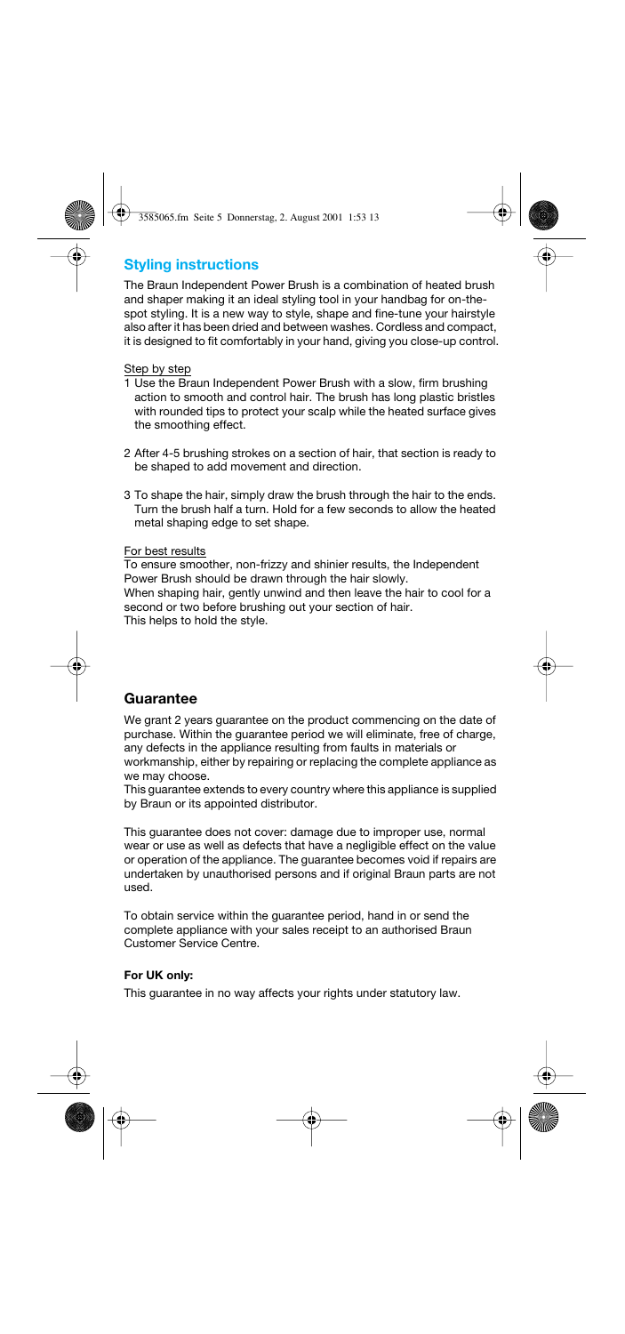## Styling instructions

The Braun Independent Power Brush is a combination of heated brush and shaper making it an ideal styling tool in your handbag for on-the-spot styling. It is a new way to style, shape and fine-tune your hairstyle also after it has been dried and between washes. Cordless and compact, it is designed to fit comfortably in your hand, giving you close-up control.

Step by step

1. Use the Braun Independent Power Brush with a slow, firm brushing action to smooth and control hair. The brush has long plastic bristles with rounded tips to protect your scalp while the heated surface gives the smoothing effect.
2. After 4-5 brushing strokes on a section of hair, that section is ready to be shaped to add movement and direction.
3. To shape the hair, simply draw the brush through the hair to the ends. Turn the brush half a turn. Hold for a few seconds to allow the heated metal shaping edge to set shape.

For best results

To ensure smoother, non-frizzy and shinier results, the Independent Power Brush should be drawn through the hair slowly.
When shaping hair, gently unwind and then leave the hair to cool for a second or two before brushing out your section of hair.
This helps to hold the style.

## Guarantee

We grant 2 years guarantee on the product commencing on the date of purchase. Within the guarantee period we will eliminate, free of charge, any defects in the appliance resulting from faults in materials or workmanship, either by repairing or replacing the complete appliance as we may choose.
This guarantee extends to every country where this appliance is supplied by Braun or its appointed distributor.

This guarantee does not cover: damage due to improper use, normal wear or use as well as defects that have a negligible effect on the value or operation of the appliance. The guarantee becomes void if repairs are undertaken by unauthorised persons and if original Braun parts are not used.

To obtain service within the guarantee period, hand in or send the complete appliance with your sales receipt to an authorised Braun Customer Service Centre.

**For UK only:**

This guarantee in no way affects your rights under statutory law.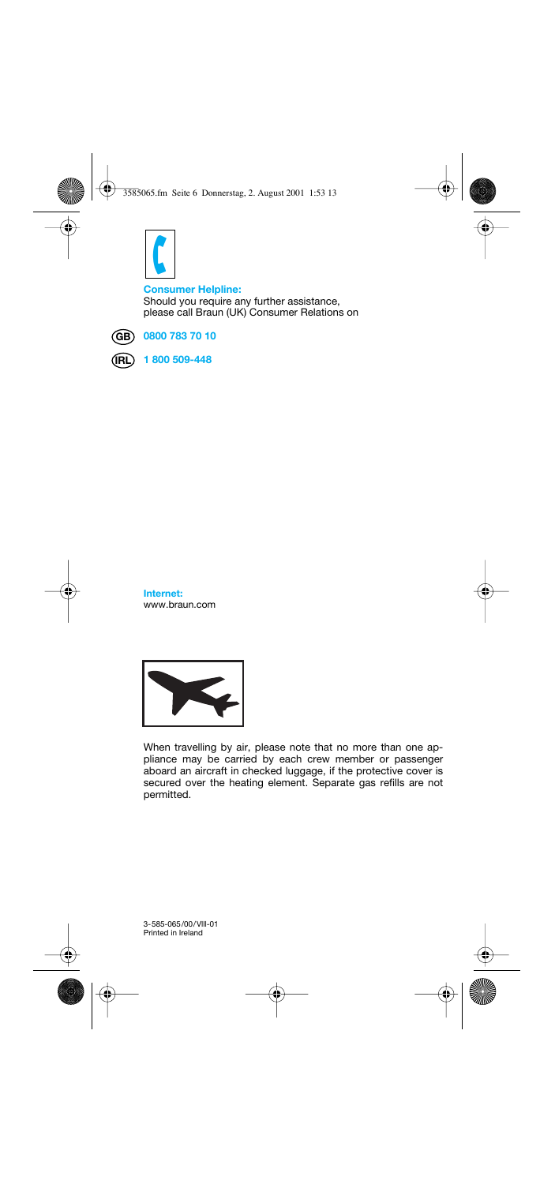**Consumer Helpline:**
Should you require any further assistance, please call Braun (UK) Consumer Relations on

GB **0800 783 70 10**

IRL **1 800 509-448**

**Internet:**
www.braun.com

When travelling by air, please note that no more than one appliance may be carried by each crew member or passenger aboard an aircraft in checked luggage, if the protective cover is secured over the heating element. Separate gas refills are not permitted.

3-585-065/00/VIII-01
Printed in Ireland